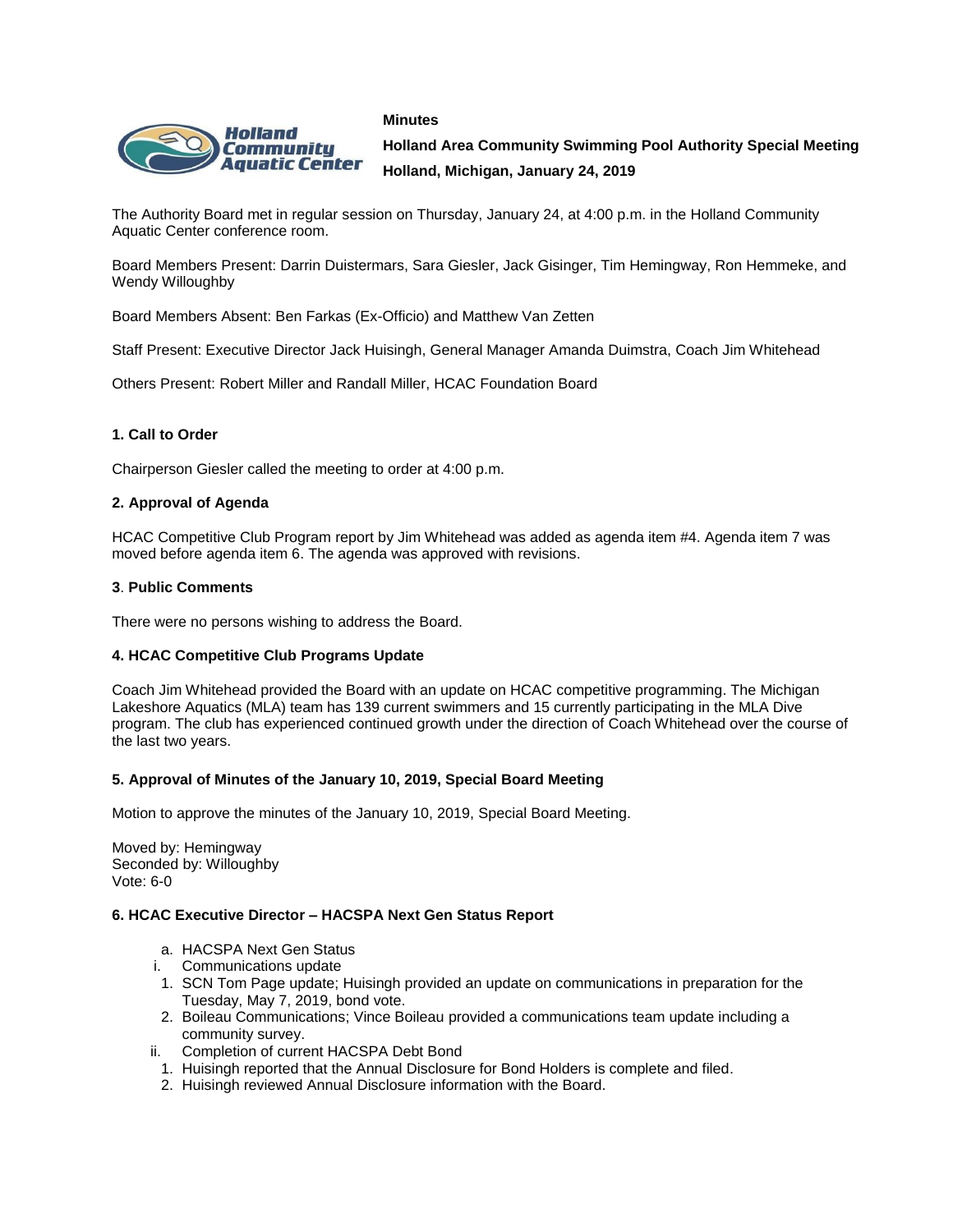**Minutes**

**Holland Area Community Swimming Pool Authority Special Meeting**

**Holland, Michigan, January 24, 2019**

The Authority Board met in regular session on Thursday, January 24, at 4:00 p.m. in the Holland Community Aquatic Center conference room.

Board Members Present: Darrin Duistermars, Sara Giesler, Jack Gisinger, Tim Hemingway, Ron Hemmeke, and Wendy Willoughby

Board Members Absent: Ben Farkas (Ex-Officio) and Matthew Van Zetten

Staff Present: Executive Director Jack Huisingh, General Manager Amanda Duimstra, Coach Jim Whitehead

Others Present: Robert Miller and Randall Miller, HCAC Foundation Board

**1. Call to Order**

Chairperson Giesler called the meeting to order at 4:00 p.m.

**2. Approval of Agenda**

HCAC Competitive Club Program report by Jim Whitehead was added as agenda item #4. Agenda item 7 was moved before agenda item 6. The agenda was approved with revisions.

**3**. **Public Comments**

There were no persons wishing to address the Board.

**4. HCAC Competitive Club Programs Update**

Coach Jim Whitehead provided the Board with an update on HCAC competitive programming. The Michigan Lakeshore Aquatics (MLA) team has 139 current swimmers and 15 currently participating in the MLA Dive program. The club has experienced continued growth under the direction of Coach Whitehead over the course of the last two years.

**5. Approval of Minutes of the January 10, 2019, Special Board Meeting**

Motion to approve the minutes of the January 10, 2019, Special Board Meeting.

Moved by: Hemingway
Seconded by: Willoughby
Vote: 6-0

**6. HCAC Executive Director – HACSPA Next Gen Status Report**

a. HACSPA Next Gen Status
   i. Communications update
      1. SCN Tom Page update; Huisingh provided an update on communications in preparation for the Tuesday, May 7, 2019, bond vote.
      2. Boileau Communications; Vince Boileau provided a communications team update including a community survey.
   ii. Completion of current HACSPA Debt Bond
      1. Huisingh reported that the Annual Disclosure for Bond Holders is complete and filed.
      2. Huisingh reviewed Annual Disclosure information with the Board.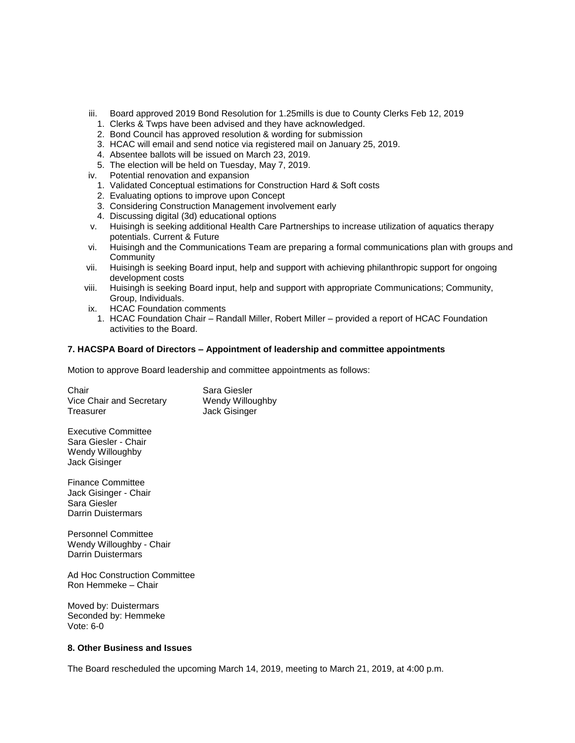iii. Board approved 2019 Bond Resolution for 1.25mills is due to County Clerks Feb 12, 2019
   1. Clerks & Twps have been advised and they have acknowledged.
   2. Bond Council has approved resolution & wording for submission
   3. HCAC will email and send notice via registered mail on January 25, 2019.
   4. Absentee ballots will be issued on March 23, 2019.
   5. The election will be held on Tuesday, May 7, 2019.

iv. Potential renovation and expansion
   1. Validated Conceptual estimations for Construction Hard & Soft costs
   2. Evaluating options to improve upon Concept
   3. Considering Construction Management involvement early
   4. Discussing digital (3d) educational options

v. Huisingh is seeking additional Health Care Partnerships to increase utilization of aquatics therapy potentials. Current & Future

vi. Huisingh and the Communications Team are preparing a formal communications plan with groups and Community

vii. Huisingh is seeking Board input, help and support with achieving philanthropic support for ongoing development costs

viii. Huisingh is seeking Board input, help and support with appropriate Communications; Community, Group, Individuals.

ix. HCAC Foundation comments
   1. HCAC Foundation Chair – Randall Miller, Robert Miller – provided a report of HCAC Foundation activities to the Board.

**7. HACSPA Board of Directors – Appointment of leadership and committee appointments**

Motion to approve Board leadership and committee appointments as follows:

| | |
|---|---|
| Chair | Sara Giesler |
| Vice Chair and Secretary | Wendy Willoughby |
| Treasurer | Jack Gisinger |

Executive Committee
Sara Giesler - Chair
Wendy Willoughby
Jack Gisinger

Finance Committee
Jack Gisinger - Chair
Sara Giesler
Darrin Duistermars

Personnel Committee
Wendy Willoughby - Chair
Darrin Duistermars

Ad Hoc Construction Committee
Ron Hemmeke – Chair

Moved by: Duistermars
Seconded by: Hemmeke
Vote: 6-0

**8. Other Business and Issues**

The Board rescheduled the upcoming March 14, 2019, meeting to March 21, 2019, at 4:00 p.m.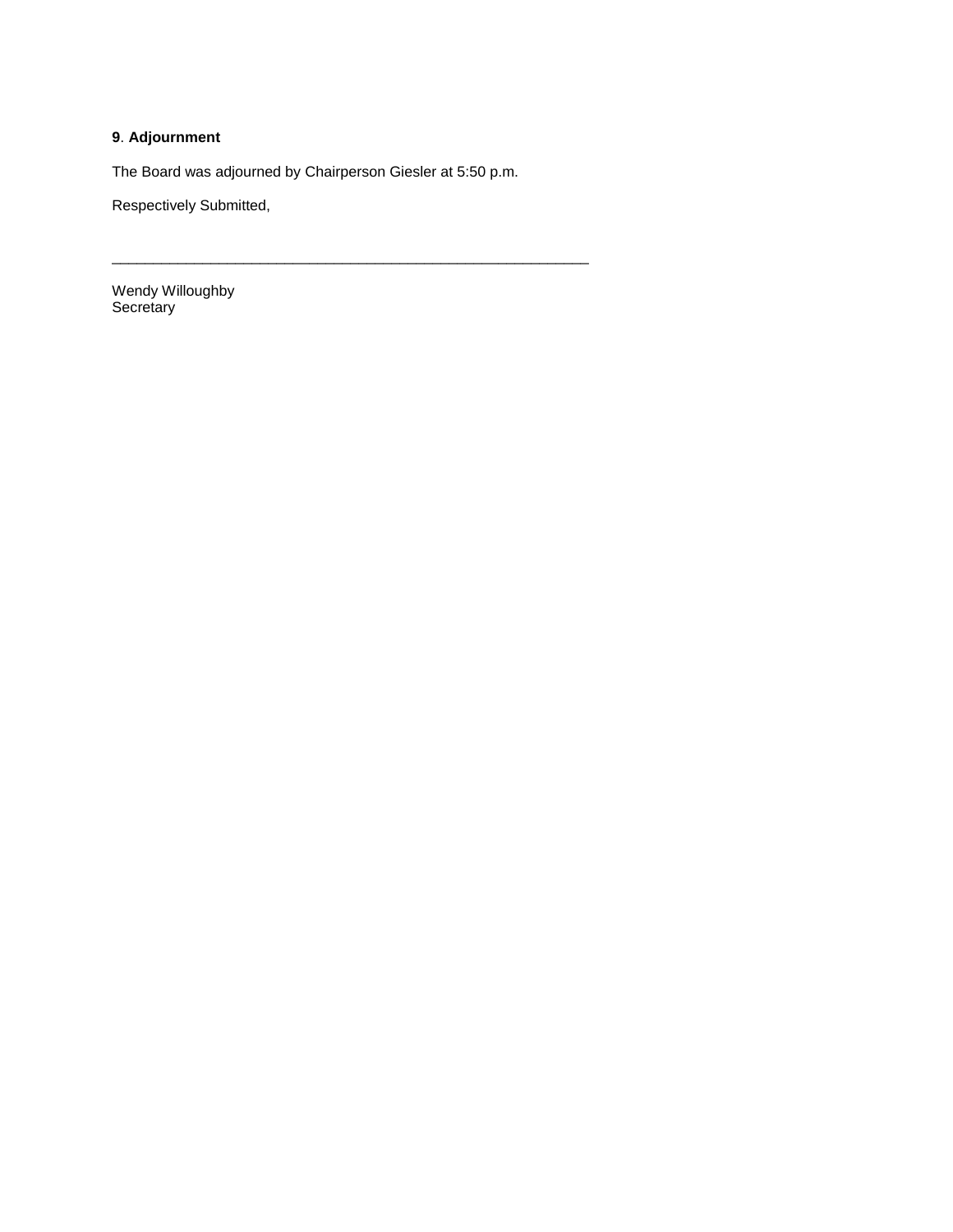**9**. **Adjournment**

The Board was adjourned by Chairperson Giesler at 5:50 p.m.

Respectively Submitted,

\_\_\_\_\_\_\_\_\_\_\_\_\_\_\_\_\_\_\_\_\_\_\_\_\_\_\_\_\_\_\_\_\_\_\_\_\_\_\_\_\_\_\_\_\_\_\_\_\_\_\_\_\_\_\_\_

Wendy Willoughby  
Secretary